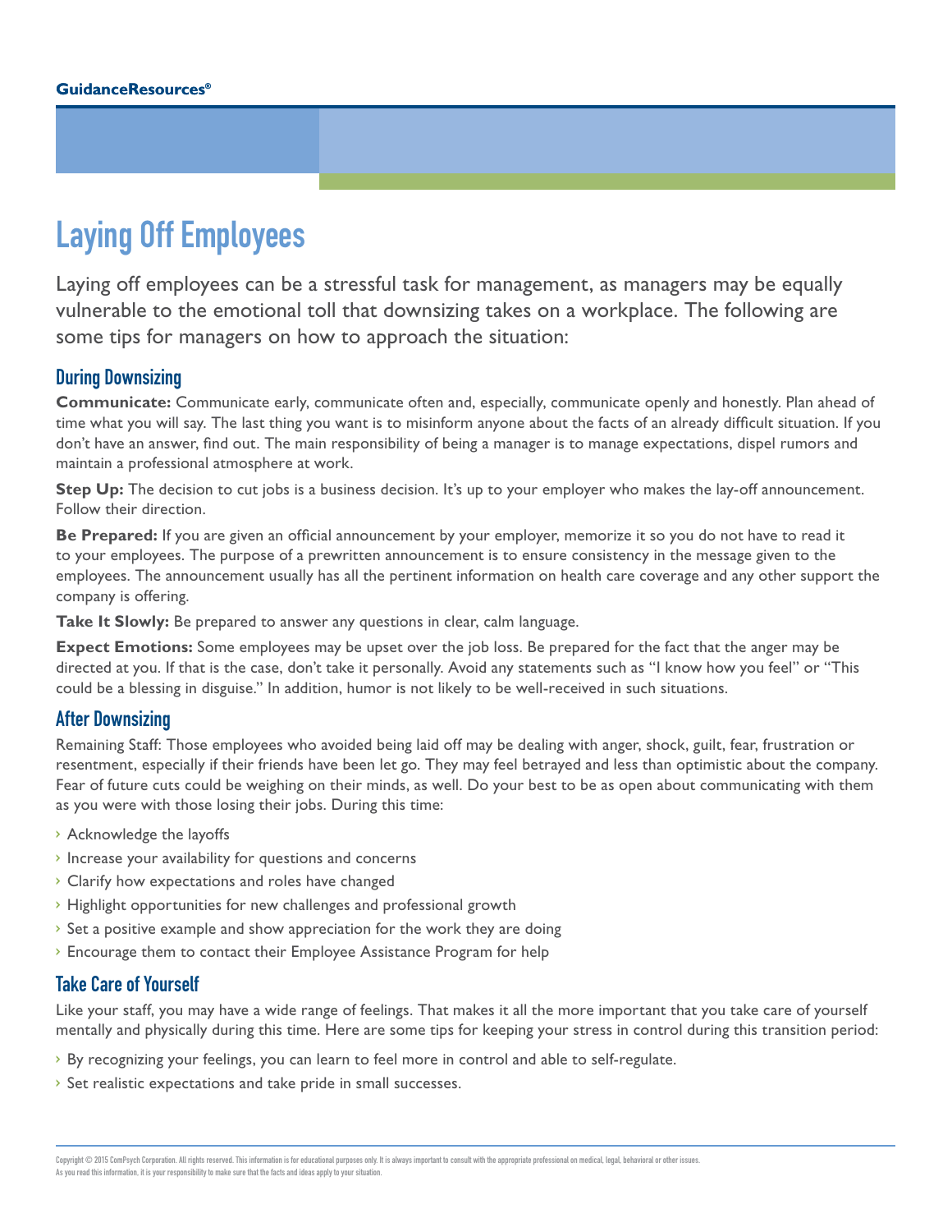GuidanceResources®

# Laying Off Employees

Laying off employees can be a stressful task for management, as managers may be equally vulnerable to the emotional toll that downsizing takes on a workplace. The following are some tips for managers on how to approach the situation:

## During Downsizing

**Communicate:** Communicate early, communicate often and, especially, communicate openly and honestly. Plan ahead of time what you will say. The last thing you want is to misinform anyone about the facts of an already difficult situation. If you don't have an answer, find out. The main responsibility of being a manager is to manage expectations, dispel rumors and maintain a professional atmosphere at work.

**Step Up:** The decision to cut jobs is a business decision. It's up to your employer who makes the lay-off announcement. Follow their direction.

**Be Prepared:** If you are given an official announcement by your employer, memorize it so you do not have to read it to your employees. The purpose of a prewritten announcement is to ensure consistency in the message given to the employees. The announcement usually has all the pertinent information on health care coverage and any other support the company is offering.

**Take It Slowly:** Be prepared to answer any questions in clear, calm language.

**Expect Emotions:** Some employees may be upset over the job loss. Be prepared for the fact that the anger may be directed at you. If that is the case, don't take it personally. Avoid any statements such as "I know how you feel" or "This could be a blessing in disguise." In addition, humor is not likely to be well-received in such situations.

## After Downsizing

Remaining Staff: Those employees who avoided being laid off may be dealing with anger, shock, guilt, fear, frustration or resentment, especially if their friends have been let go. They may feel betrayed and less than optimistic about the company. Fear of future cuts could be weighing on their minds, as well. Do your best to be as open about communicating with them as you were with those losing their jobs. During this time:

- Acknowledge the layoffs
- Increase your availability for questions and concerns
- Clarify how expectations and roles have changed
- Highlight opportunities for new challenges and professional growth
- Set a positive example and show appreciation for the work they are doing
- Encourage them to contact their Employee Assistance Program for help

## Take Care of Yourself

Like your staff, you may have a wide range of feelings. That makes it all the more important that you take care of yourself mentally and physically during this time. Here are some tips for keeping your stress in control during this transition period:

- By recognizing your feelings, you can learn to feel more in control and able to self-regulate.
- Set realistic expectations and take pride in small successes.

Copyright © 2015 ComPsych Corporation. All rights reserved. This information is for educational purposes only. It is always important to consult with the appropriate professional on medical, legal, behavioral or other issues. As you read this information, it is your responsibility to make sure that the facts and ideas apply to your situation.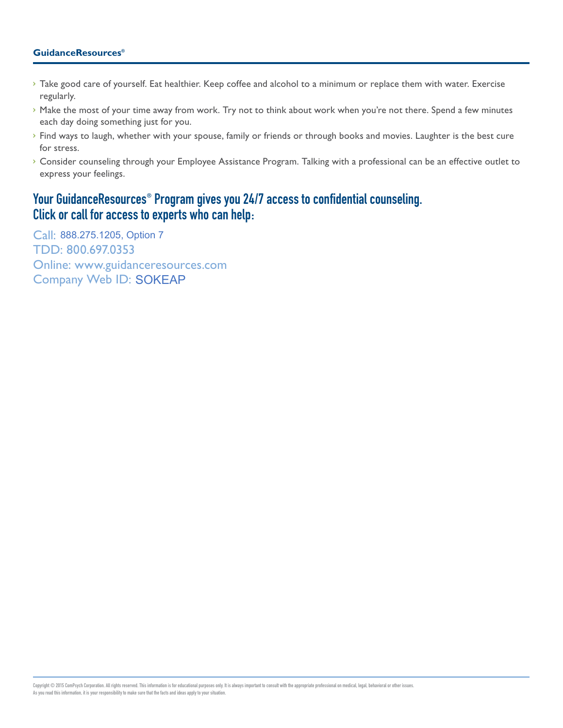- Take good care of yourself. Eat healthier. Keep coffee and alcohol to a minimum or replace them with water. Exercise regularly.
- Make the most of your time away from work. Try not to think about work when you're not there. Spend a few minutes each day doing something just for you.
- Find ways to laugh, whether with your spouse, family or friends or through books and movies. Laughter is the best cure for stress.
- Consider counseling through your Employee Assistance Program. Talking with a professional can be an effective outlet to express your feelings.

## Your GuidanceResources® Program gives you 24/7 access to confidential counseling. Click or call for access to experts who can help:

Call: 888.275.1205, Option 7
TDD: 800.697.0353
Online: www.guidanceresources.com
Company Web ID: SOKEAP

Copyright © 2015 ComPsych Corporation. All rights reserved. This information is for educational purposes only. It is always important to consult with the appropriate professional on medical, legal, behavioral or other issues. As you read this information, it is your responsibility to make sure that the facts and ideas apply to your situation.